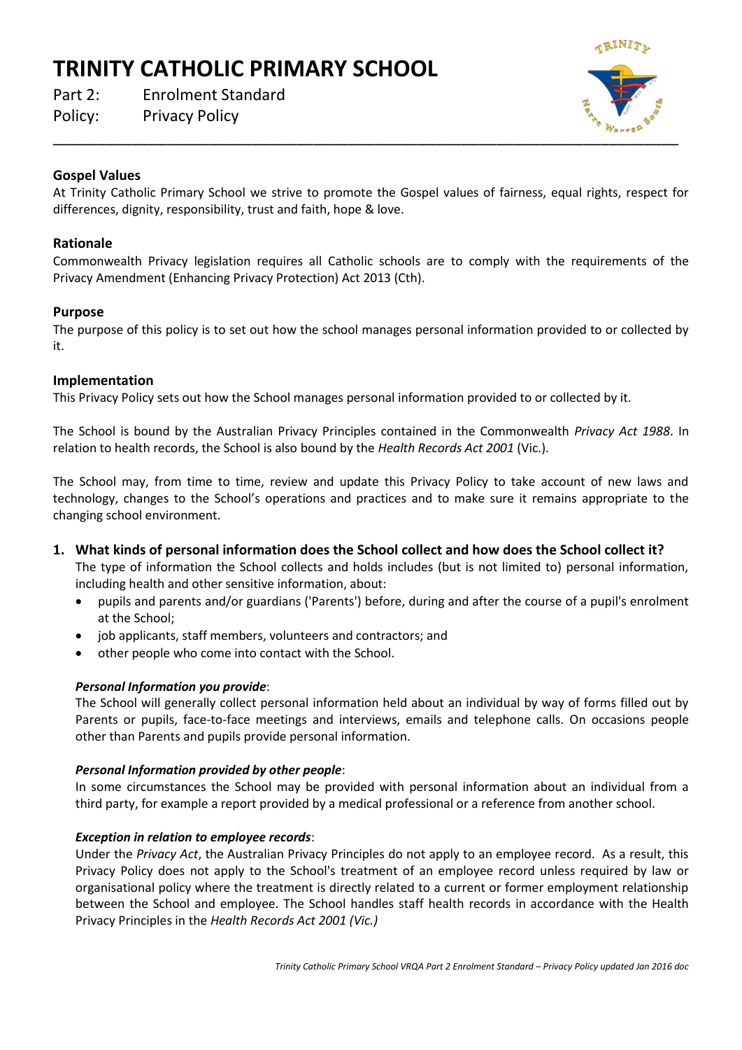# TRINITY CATHOLIC PRIMARY SCHOOL

Part 2: Enrolment Standard
Policy: Privacy Policy

### Gospel Values

At Trinity Catholic Primary School we strive to promote the Gospel values of fairness, equal rights, respect for differences, dignity, responsibility, trust and faith, hope & love.

### Rationale

Commonwealth Privacy legislation requires all Catholic schools are to comply with the requirements of the Privacy Amendment (Enhancing Privacy Protection) Act 2013 (Cth).

### Purpose

The purpose of this policy is to set out how the school manages personal information provided to or collected by it.

### Implementation

This Privacy Policy sets out how the School manages personal information provided to or collected by it.

The School is bound by the Australian Privacy Principles contained in the Commonwealth *Privacy Act 1988*. In relation to health records, the School is also bound by the *Health Records Act 2001* (Vic.).

The School may, from time to time, review and update this Privacy Policy to take account of new laws and technology, changes to the School's operations and practices and to make sure it remains appropriate to the changing school environment.

1. **What kinds of personal information does the School collect and how does the School collect it?**
   The type of information the School collects and holds includes (but is not limited to) personal information, including health and other sensitive information, about:
   - pupils and parents and/or guardians ('Parents') before, during and after the course of a pupil's enrolment at the School;
   - job applicants, staff members, volunteers and contractors; and
   - other people who come into contact with the School.

   ***Personal Information you provide***:
   The School will generally collect personal information held about an individual by way of forms filled out by Parents or pupils, face-to-face meetings and interviews, emails and telephone calls. On occasions people other than Parents and pupils provide personal information.

   ***Personal Information provided by other people***:
   In some circumstances the School may be provided with personal information about an individual from a third party, for example a report provided by a medical professional or a reference from another school.

   ***Exception in relation to employee records***:
   Under the *Privacy Act*, the Australian Privacy Principles do not apply to an employee record. As a result, this Privacy Policy does not apply to the School's treatment of an employee record unless required by law or organisational policy where the treatment is directly related to a current or former employment relationship between the School and employee. The School handles staff health records in accordance with the Health Privacy Principles in the *Health Records Act 2001 (Vic.)*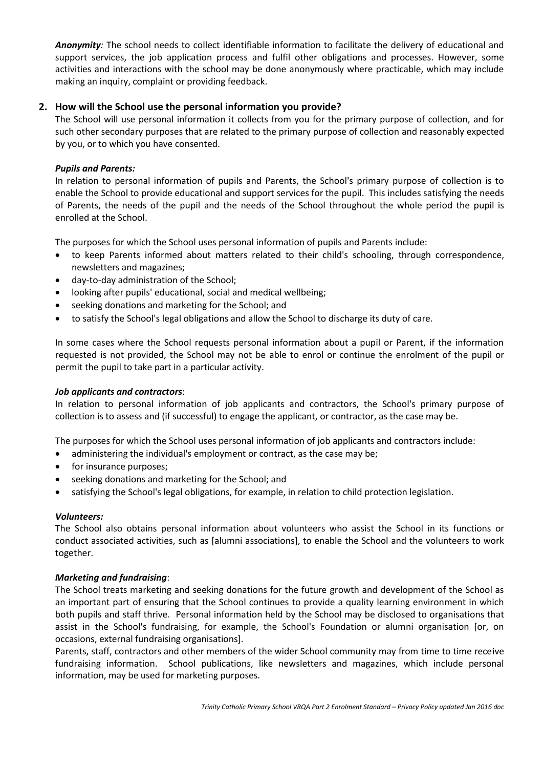***Anonymity**:* The school needs to collect identifiable information to facilitate the delivery of educational and support services, the job application process and fulfil other obligations and processes. However, some activities and interactions with the school may be done anonymously where practicable, which may include making an inquiry, complaint or providing feedback.

## 2. How will the School use the personal information you provide?

The School will use personal information it collects from you for the primary purpose of collection, and for such other secondary purposes that are related to the primary purpose of collection and reasonably expected by you, or to which you have consented.

***Pupils and Parents:***

In relation to personal information of pupils and Parents, the School's primary purpose of collection is to enable the School to provide educational and support services for the pupil. This includes satisfying the needs of Parents, the needs of the pupil and the needs of the School throughout the whole period the pupil is enrolled at the School.

The purposes for which the School uses personal information of pupils and Parents include:

- to keep Parents informed about matters related to their child's schooling, through correspondence, newsletters and magazines;
- day-to-day administration of the School;
- looking after pupils' educational, social and medical wellbeing;
- seeking donations and marketing for the School; and
- to satisfy the School's legal obligations and allow the School to discharge its duty of care.

In some cases where the School requests personal information about a pupil or Parent, if the information requested is not provided, the School may not be able to enrol or continue the enrolment of the pupil or permit the pupil to take part in a particular activity.

***Job applicants and contractors***:

In relation to personal information of job applicants and contractors, the School's primary purpose of collection is to assess and (if successful) to engage the applicant, or contractor, as the case may be.

The purposes for which the School uses personal information of job applicants and contractors include:

- administering the individual's employment or contract, as the case may be;
- for insurance purposes;
- seeking donations and marketing for the School; and
- satisfying the School's legal obligations, for example, in relation to child protection legislation.

***Volunteers:***

The School also obtains personal information about volunteers who assist the School in its functions or conduct associated activities, such as [alumni associations], to enable the School and the volunteers to work together.

***Marketing and fundraising***:

The School treats marketing and seeking donations for the future growth and development of the School as an important part of ensuring that the School continues to provide a quality learning environment in which both pupils and staff thrive. Personal information held by the School may be disclosed to organisations that assist in the School's fundraising, for example, the School's Foundation or alumni organisation [or, on occasions, external fundraising organisations].

Parents, staff, contractors and other members of the wider School community may from time to time receive fundraising information. School publications, like newsletters and magazines, which include personal information, may be used for marketing purposes.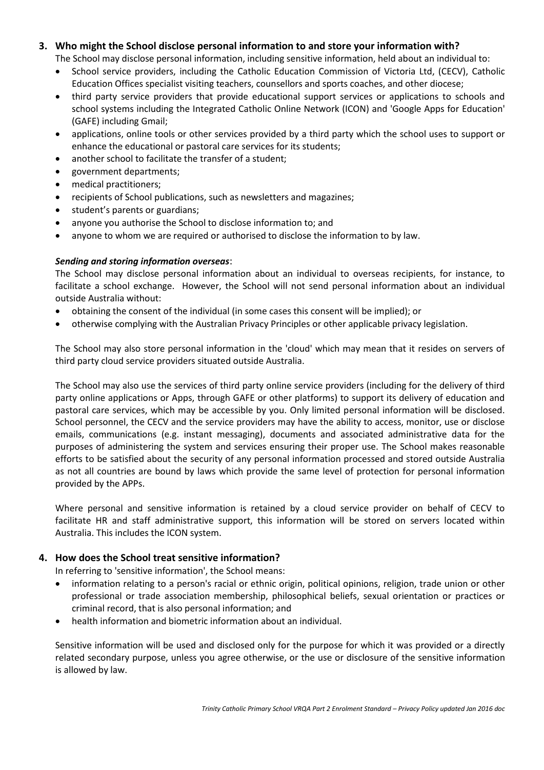## 3. Who might the School disclose personal information to and store your information with?

The School may disclose personal information, including sensitive information, held about an individual to:

- School service providers, including the Catholic Education Commission of Victoria Ltd, (CECV), Catholic Education Offices specialist visiting teachers, counsellors and sports coaches, and other diocese;
- third party service providers that provide educational support services or applications to schools and school systems including the Integrated Catholic Online Network (ICON) and 'Google Apps for Education' (GAFE) including Gmail;
- applications, online tools or other services provided by a third party which the school uses to support or enhance the educational or pastoral care services for its students;
- another school to facilitate the transfer of a student;
- government departments;
- medical practitioners;
- recipients of School publications, such as newsletters and magazines;
- student's parents or guardians;
- anyone you authorise the School to disclose information to; and
- anyone to whom we are required or authorised to disclose the information to by law.

***Sending and storing information overseas***:

The School may disclose personal information about an individual to overseas recipients, for instance, to facilitate a school exchange. However, the School will not send personal information about an individual outside Australia without:

- obtaining the consent of the individual (in some cases this consent will be implied); or
- otherwise complying with the Australian Privacy Principles or other applicable privacy legislation.

The School may also store personal information in the 'cloud' which may mean that it resides on servers of third party cloud service providers situated outside Australia.

The School may also use the services of third party online service providers (including for the delivery of third party online applications or Apps, through GAFE or other platforms) to support its delivery of education and pastoral care services, which may be accessible by you. Only limited personal information will be disclosed. School personnel, the CECV and the service providers may have the ability to access, monitor, use or disclose emails, communications (e.g. instant messaging), documents and associated administrative data for the purposes of administering the system and services ensuring their proper use. The School makes reasonable efforts to be satisfied about the security of any personal information processed and stored outside Australia as not all countries are bound by laws which provide the same level of protection for personal information provided by the APPs.

Where personal and sensitive information is retained by a cloud service provider on behalf of CECV to facilitate HR and staff administrative support, this information will be stored on servers located within Australia. This includes the ICON system.

## 4. How does the School treat sensitive information?

In referring to 'sensitive information', the School means:

- information relating to a person's racial or ethnic origin, political opinions, religion, trade union or other professional or trade association membership, philosophical beliefs, sexual orientation or practices or criminal record, that is also personal information; and
- health information and biometric information about an individual.

Sensitive information will be used and disclosed only for the purpose for which it was provided or a directly related secondary purpose, unless you agree otherwise, or the use or disclosure of the sensitive information is allowed by law.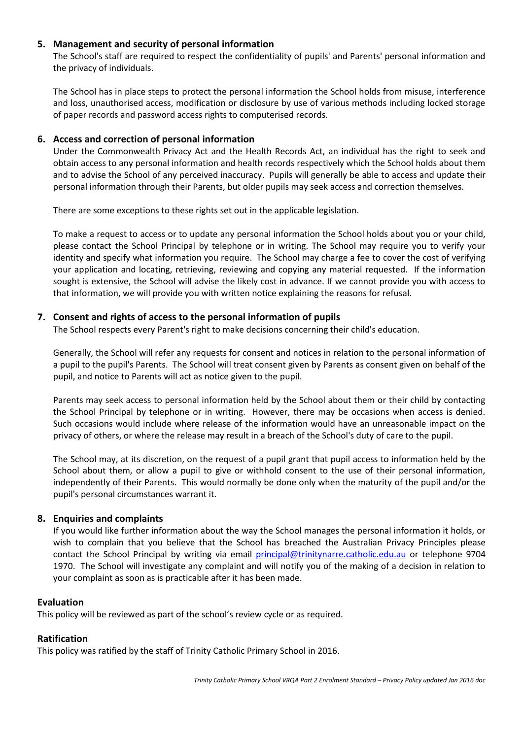## 5. Management and security of personal information

The School's staff are required to respect the confidentiality of pupils' and Parents' personal information and the privacy of individuals.

The School has in place steps to protect the personal information the School holds from misuse, interference and loss, unauthorised access, modification or disclosure by use of various methods including locked storage of paper records and password access rights to computerised records.

## 6. Access and correction of personal information

Under the Commonwealth Privacy Act and the Health Records Act, an individual has the right to seek and obtain access to any personal information and health records respectively which the School holds about them and to advise the School of any perceived inaccuracy. Pupils will generally be able to access and update their personal information through their Parents, but older pupils may seek access and correction themselves.

There are some exceptions to these rights set out in the applicable legislation.

To make a request to access or to update any personal information the School holds about you or your child, please contact the School Principal by telephone or in writing. The School may require you to verify your identity and specify what information you require. The School may charge a fee to cover the cost of verifying your application and locating, retrieving, reviewing and copying any material requested. If the information sought is extensive, the School will advise the likely cost in advance. If we cannot provide you with access to that information, we will provide you with written notice explaining the reasons for refusal.

## 7. Consent and rights of access to the personal information of pupils

The School respects every Parent's right to make decisions concerning their child's education.

Generally, the School will refer any requests for consent and notices in relation to the personal information of a pupil to the pupil's Parents. The School will treat consent given by Parents as consent given on behalf of the pupil, and notice to Parents will act as notice given to the pupil.

Parents may seek access to personal information held by the School about them or their child by contacting the School Principal by telephone or in writing. However, there may be occasions when access is denied. Such occasions would include where release of the information would have an unreasonable impact on the privacy of others, or where the release may result in a breach of the School's duty of care to the pupil.

The School may, at its discretion, on the request of a pupil grant that pupil access to information held by the School about them, or allow a pupil to give or withhold consent to the use of their personal information, independently of their Parents. This would normally be done only when the maturity of the pupil and/or the pupil's personal circumstances warrant it.

## 8. Enquiries and complaints

If you would like further information about the way the School manages the personal information it holds, or wish to complain that you believe that the School has breached the Australian Privacy Principles please contact the School Principal by writing via email principal@trinitynarre.catholic.edu.au or telephone 9704 1970. The School will investigate any complaint and will notify you of the making of a decision in relation to your complaint as soon as is practicable after it has been made.

## Evaluation

This policy will be reviewed as part of the school's review cycle or as required.

## Ratification

This policy was ratified by the staff of Trinity Catholic Primary School in 2016.

*Trinity Catholic Primary School VRQA Part 2 Enrolment Standard – Privacy Policy updated Jan 2016 doc*